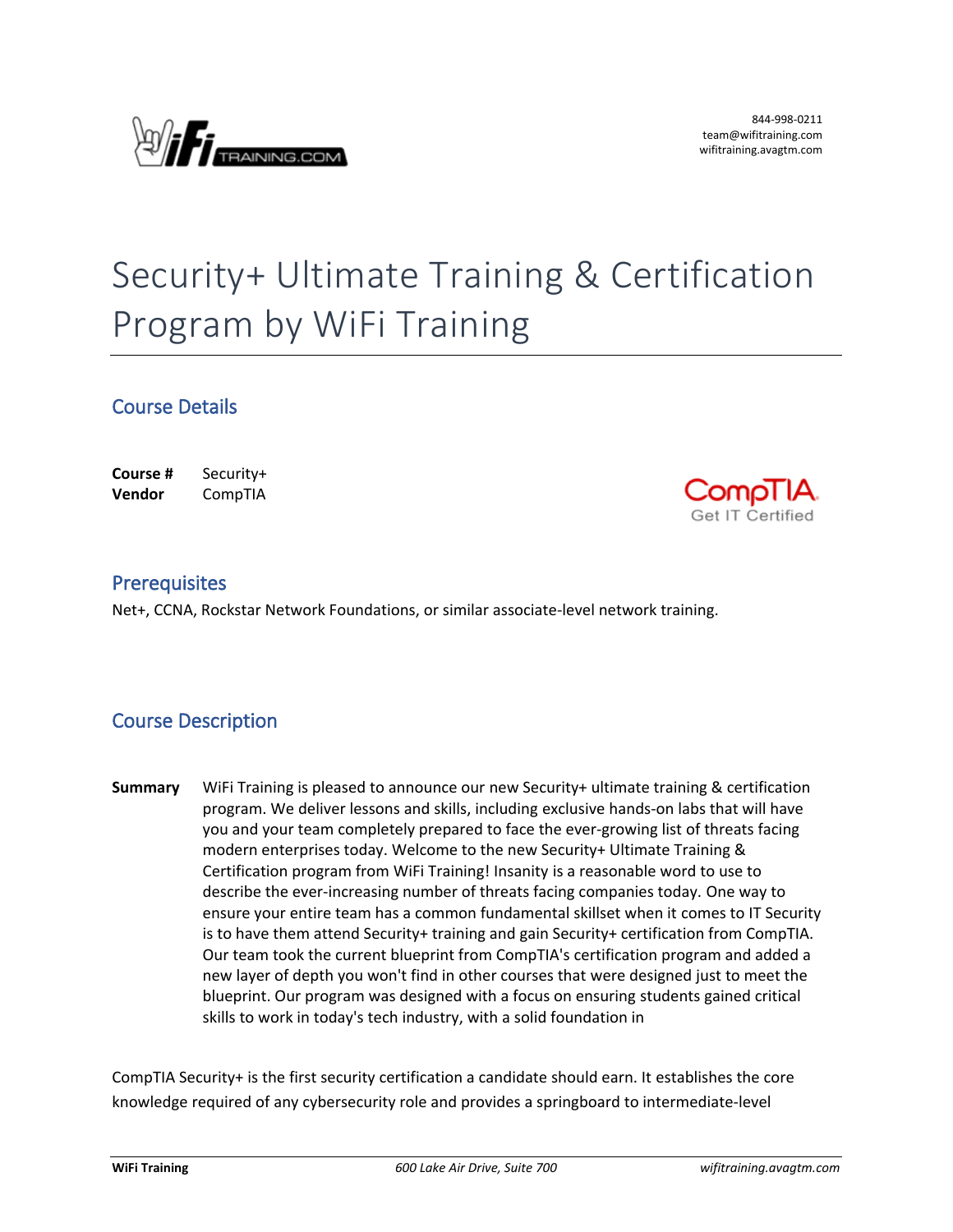844-998-0211
team@wifitraining.com
wifitraining.avagtm.com

# Security+ Ultimate Training & Certification Program by WiFi Training

## Course Details

**Course #** Security+
**Vendor** CompTIA

## Prerequisites

Net+, CCNA, Rockstar Network Foundations, or similar associate-level network training.

## Course Description

**Summary** WiFi Training is pleased to announce our new Security+ ultimate training & certification program. We deliver lessons and skills, including exclusive hands-on labs that will have you and your team completely prepared to face the ever-growing list of threats facing modern enterprises today. Welcome to the new Security+ Ultimate Training & Certification program from WiFi Training! Insanity is a reasonable word to use to describe the ever-increasing number of threats facing companies today. One way to ensure your entire team has a common fundamental skillset when it comes to IT Security is to have them attend Security+ training and gain Security+ certification from CompTIA. Our team took the current blueprint from CompTIA's certification program and added a new layer of depth you won't find in other courses that were designed just to meet the blueprint. Our program was designed with a focus on ensuring students gained critical skills to work in today's tech industry, with a solid foundation in

CompTIA Security+ is the first security certification a candidate should earn. It establishes the core knowledge required of any cybersecurity role and provides a springboard to intermediate-level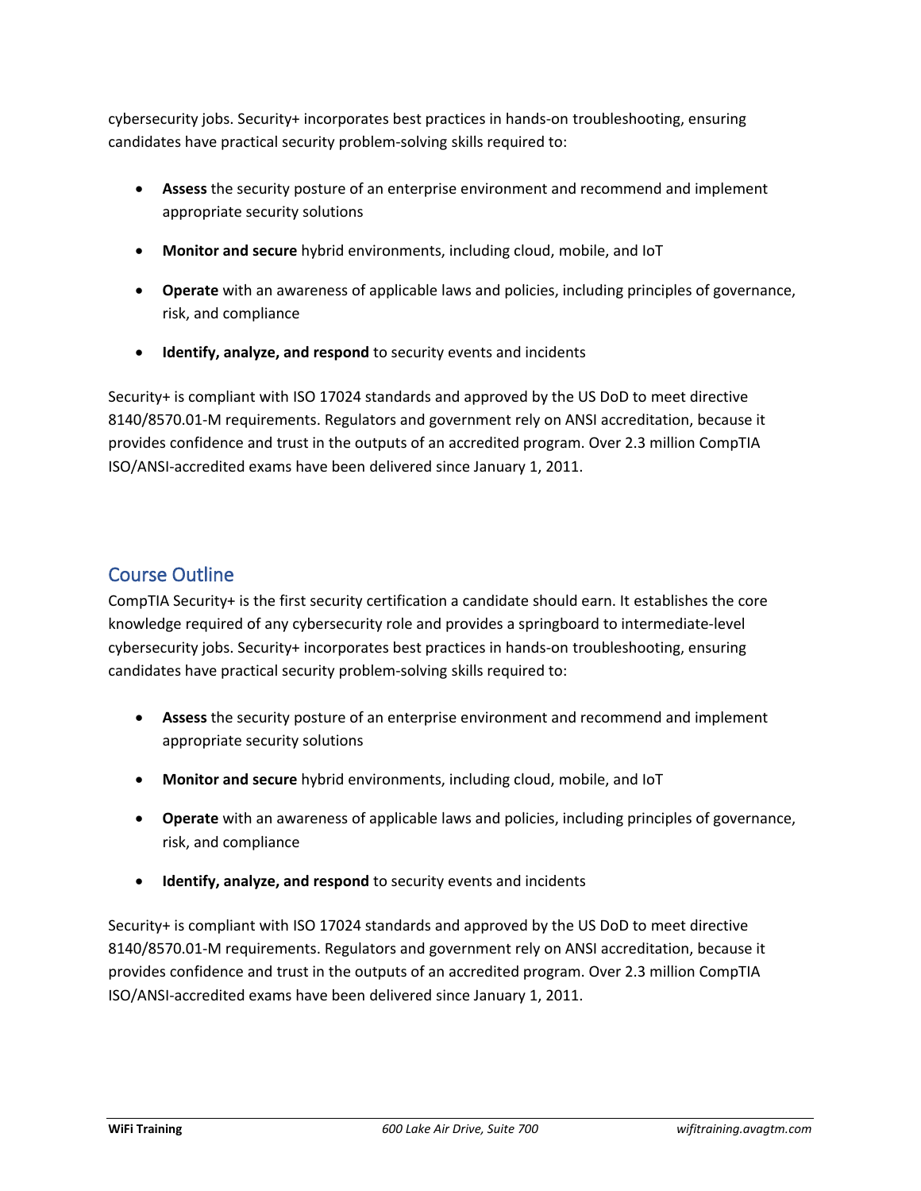cybersecurity jobs. Security+ incorporates best practices in hands-on troubleshooting, ensuring candidates have practical security problem-solving skills required to:

- **Assess** the security posture of an enterprise environment and recommend and implement appropriate security solutions
- **Monitor and secure** hybrid environments, including cloud, mobile, and IoT
- **Operate** with an awareness of applicable laws and policies, including principles of governance, risk, and compliance
- **Identify, analyze, and respond** to security events and incidents

Security+ is compliant with ISO 17024 standards and approved by the US DoD to meet directive 8140/8570.01-M requirements. Regulators and government rely on ANSI accreditation, because it provides confidence and trust in the outputs of an accredited program. Over 2.3 million CompTIA ISO/ANSI-accredited exams have been delivered since January 1, 2011.

## Course Outline

CompTIA Security+ is the first security certification a candidate should earn. It establishes the core knowledge required of any cybersecurity role and provides a springboard to intermediate-level cybersecurity jobs. Security+ incorporates best practices in hands-on troubleshooting, ensuring candidates have practical security problem-solving skills required to:

- **Assess** the security posture of an enterprise environment and recommend and implement appropriate security solutions
- **Monitor and secure** hybrid environments, including cloud, mobile, and IoT
- **Operate** with an awareness of applicable laws and policies, including principles of governance, risk, and compliance
- **Identify, analyze, and respond** to security events and incidents

Security+ is compliant with ISO 17024 standards and approved by the US DoD to meet directive 8140/8570.01-M requirements. Regulators and government rely on ANSI accreditation, because it provides confidence and trust in the outputs of an accredited program. Over 2.3 million CompTIA ISO/ANSI-accredited exams have been delivered since January 1, 2011.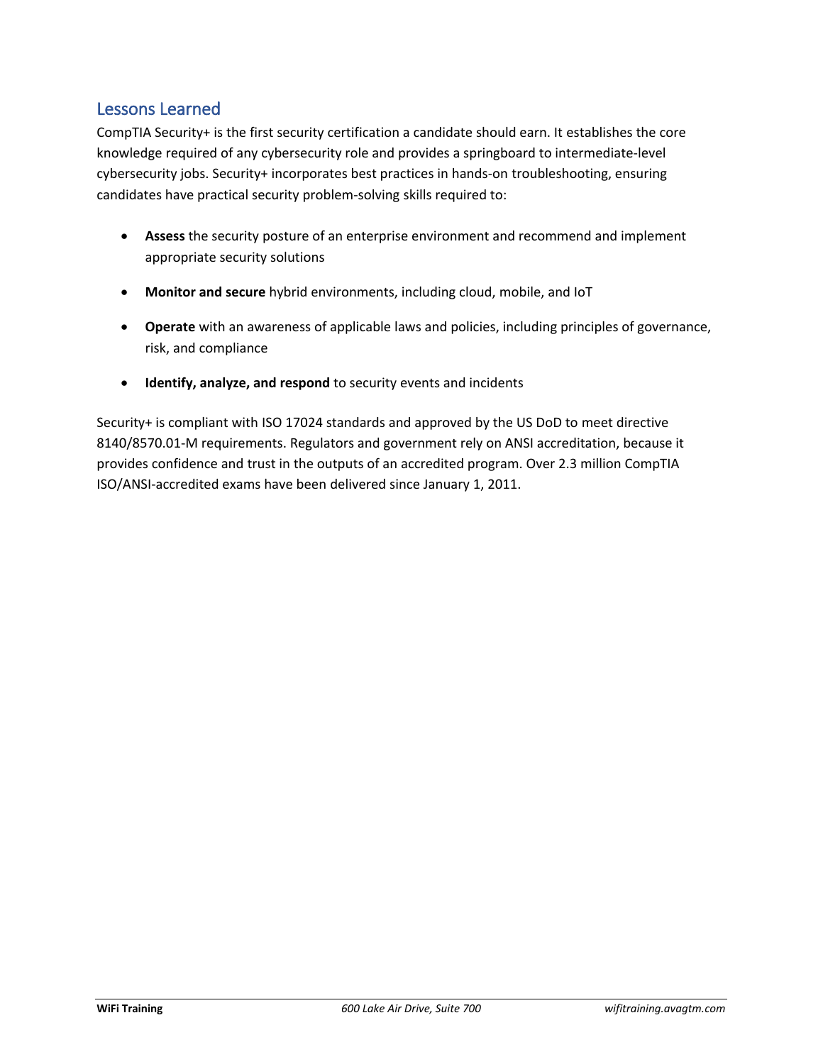## Lessons Learned

CompTIA Security+ is the first security certification a candidate should earn. It establishes the core knowledge required of any cybersecurity role and provides a springboard to intermediate-level cybersecurity jobs. Security+ incorporates best practices in hands-on troubleshooting, ensuring candidates have practical security problem-solving skills required to:

- **Assess** the security posture of an enterprise environment and recommend and implement appropriate security solutions
- **Monitor and secure** hybrid environments, including cloud, mobile, and IoT
- **Operate** with an awareness of applicable laws and policies, including principles of governance, risk, and compliance
- **Identify, analyze, and respond** to security events and incidents

Security+ is compliant with ISO 17024 standards and approved by the US DoD to meet directive 8140/8570.01-M requirements. Regulators and government rely on ANSI accreditation, because it provides confidence and trust in the outputs of an accredited program. Over 2.3 million CompTIA ISO/ANSI-accredited exams have been delivered since January 1, 2011.